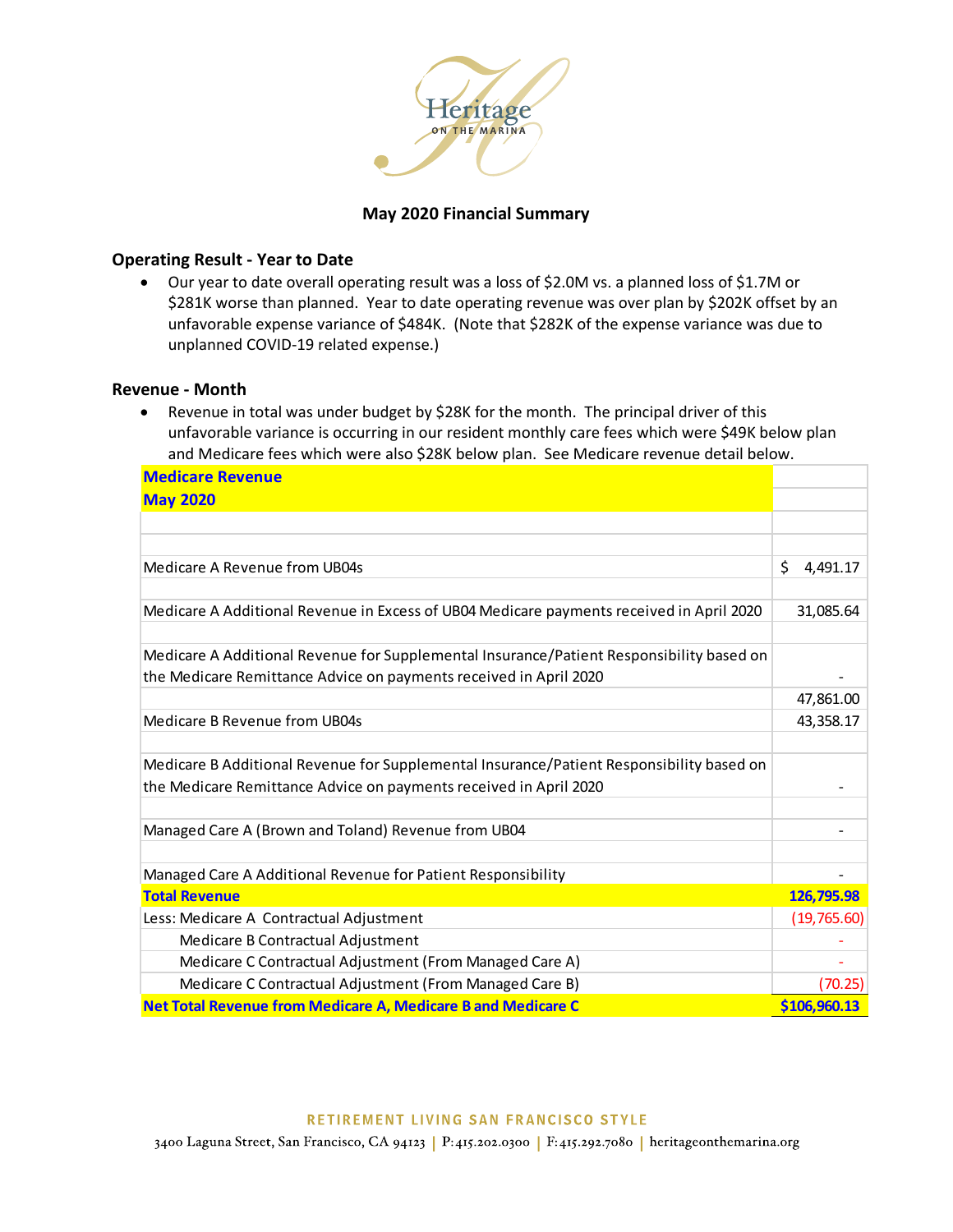# May 2020 Financial Summary

## Operating Result - Year to Date

- Our year to date overall operating result was a loss of $2.0M vs. a planned loss of $1.7M or $281K worse than planned. Year to date operating revenue was over plan by $202K offset by an unfavorable expense variance of $484K. (Note that $282K of the expense variance was due to unplanned COVID-19 related expense.)

## Revenue - Month

- Revenue in total was under budget by $28K for the month. The principal driver of this unfavorable variance is occurring in our resident monthly care fees which were $49K below plan and Medicare fees which were also $28K below plan. See Medicare revenue detail below.

| **Medicare Revenue May 2020** | |
|---|---|
| Medicare A Revenue from UB04s | $ 4,491.17 |
| Medicare A Additional Revenue in Excess of UB04 Medicare payments received in April 2020 | 31,085.64 |
| Medicare A Additional Revenue for Supplemental Insurance/Patient Responsibility based on the Medicare Remittance Advice on payments received in April 2020 | - |
| | 47,861.00 |
| Medicare B Revenue from UB04s | 43,358.17 |
| Medicare B Additional Revenue for Supplemental Insurance/Patient Responsibility based on the Medicare Remittance Advice on payments received in April 2020 | - |
| Managed Care A (Brown and Toland) Revenue from UB04 | - |
| Managed Care A Additional Revenue for Patient Responsibility | - |
| **Total Revenue** | **126,795.98** |
| Less: Medicare A Contractual Adjustment | (19,765.60) |
| Medicare B Contractual Adjustment | - |
| Medicare C Contractual Adjustment (From Managed Care A) | - |
| Medicare C Contractual Adjustment (From Managed Care B) | (70.25) |
| **Net Total Revenue from Medicare A, Medicare B and Medicare C** | **$106,960.13** |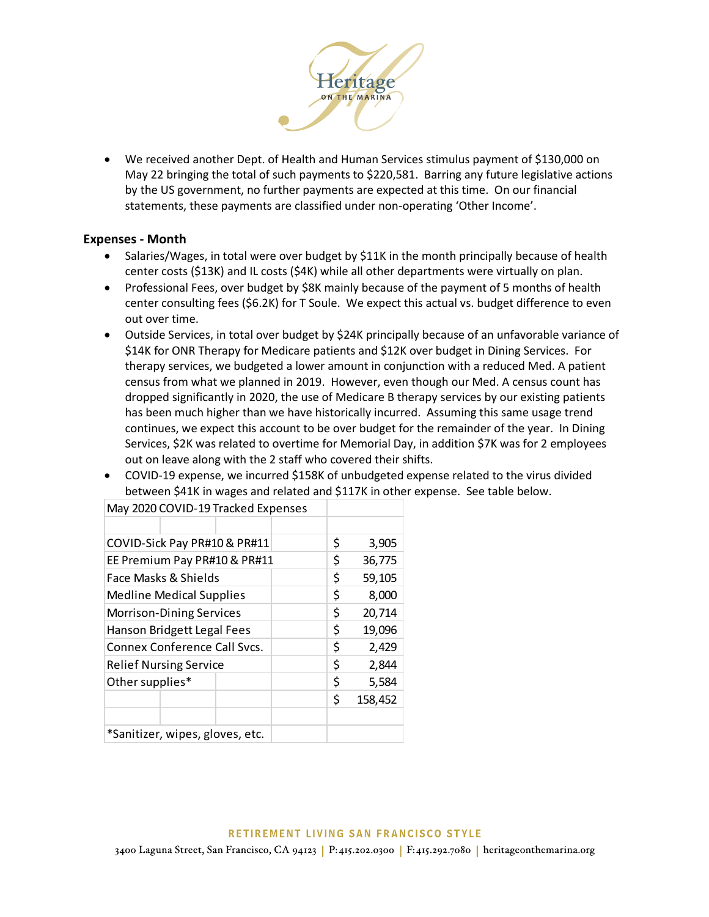- We received another Dept. of Health and Human Services stimulus payment of $130,000 on May 22 bringing the total of such payments to $220,581. Barring any future legislative actions by the US government, no further payments are expected at this time. On our financial statements, these payments are classified under non-operating 'Other Income'.

**Expenses - Month**

- Salaries/Wages, in total were over budget by $11K in the month principally because of health center costs ($13K) and IL costs ($4K) while all other departments were virtually on plan.
- Professional Fees, over budget by $8K mainly because of the payment of 5 months of health center consulting fees ($6.2K) for T Soule. We expect this actual vs. budget difference to even out over time.
- Outside Services, in total over budget by $24K principally because of an unfavorable variance of $14K for ONR Therapy for Medicare patients and $12K over budget in Dining Services. For therapy services, we budgeted a lower amount in conjunction with a reduced Med. A patient census from what we planned in 2019. However, even though our Med. A census count has dropped significantly in 2020, the use of Medicare B therapy services by our existing patients has been much higher than we have historically incurred. Assuming this same usage trend continues, we expect this account to be over budget for the remainder of the year. In Dining Services, $2K was related to overtime for Memorial Day, in addition $7K was for 2 employees out on leave along with the 2 staff who covered their shifts.
- COVID-19 expense, we incurred $158K of unbudgeted expense related to the virus divided between $41K in wages and related and $117K in other expense. See table below.

| May 2020 COVID-19 Tracked Expenses | |
|---|---|
| | |
| COVID-Sick Pay PR#10 & PR#11 | $ 3,905 |
| EE Premium Pay PR#10 & PR#11 | $ 36,775 |
| Face Masks & Shields | $ 59,105 |
| Medline Medical Supplies | $ 8,000 |
| Morrison-Dining Services | $ 20,714 |
| Hanson Bridgett Legal Fees | $ 19,096 |
| Connex Conference Call Svcs. | $ 2,429 |
| Relief Nursing Service | $ 2,844 |
| Other supplies* | $ 5,584 |
| | $ 158,452 |
| | |
| *Sanitizer, wipes, gloves, etc. | |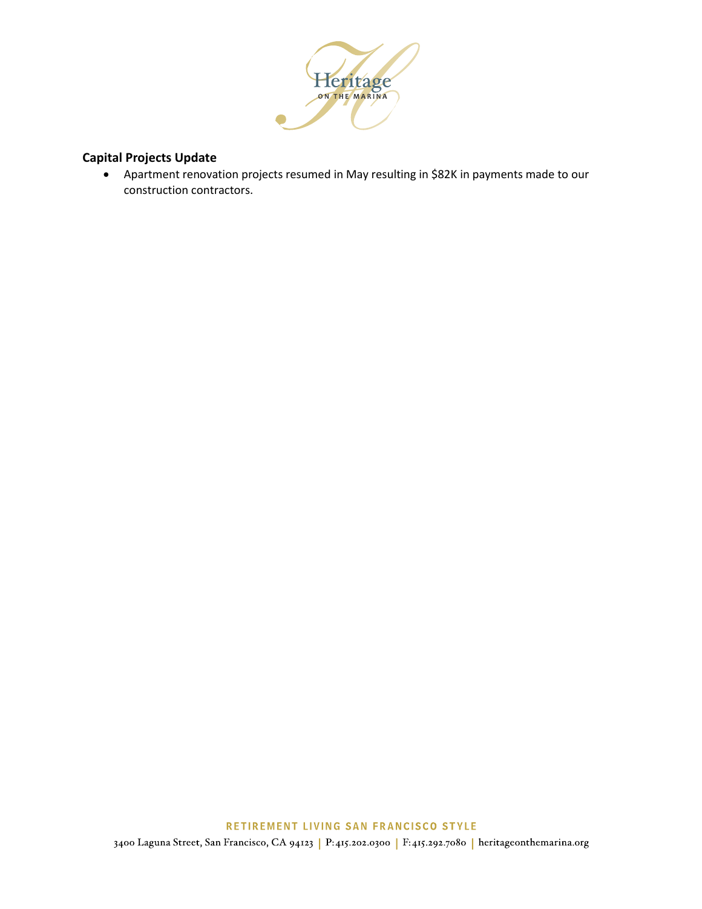**Capital Projects Update**

- Apartment renovation projects resumed in May resulting in $82K in payments made to our construction contractors.